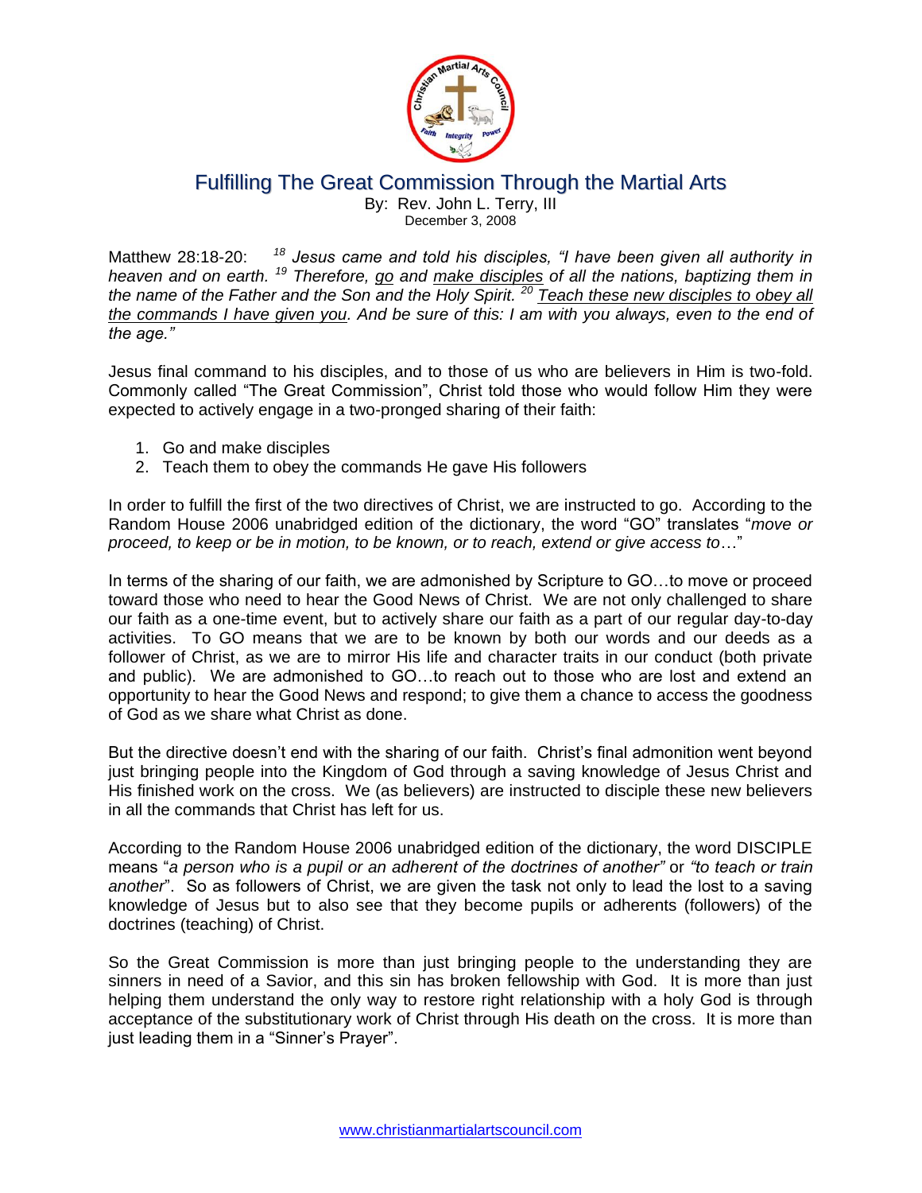// Fulfilling The Great Commission Through the Martial Arts

# Fulfilling The Great Commission Through the Martial Arts

By: Rev. John L. Terry, III
December 3, 2008

Matthew 28:18-20: *[18] Jesus came and told his disciples, "I have been given all authority in heaven and on earth. [19] Therefore, go and make disciples of all the nations, baptizing them in the name of the Father and the Son and the Holy Spirit. [20] Teach these new disciples to obey all the commands I have given you. And be sure of this: I am with you always, even to the end of the age."*

Jesus final command to his disciples, and to those of us who are believers in Him is two-fold. Commonly called "The Great Commission", Christ told those who would follow Him they were expected to actively engage in a two-pronged sharing of their faith:

1. Go and make disciples
2. Teach them to obey the commands He gave His followers

In order to fulfill the first of the two directives of Christ, we are instructed to go. According to the Random House 2006 unabridged edition of the dictionary, the word "GO" translates "*move or proceed, to keep or be in motion, to be known, or to reach, extend or give access to*…"

In terms of the sharing of our faith, we are admonished by Scripture to GO…to move or proceed toward those who need to hear the Good News of Christ. We are not only challenged to share our faith as a one-time event, but to actively share our faith as a part of our regular day-to-day activities. To GO means that we are to be known by both our words and our deeds as a follower of Christ, as we are to mirror His life and character traits in our conduct (both private and public). We are admonished to GO…to reach out to those who are lost and extend an opportunity to hear the Good News and respond; to give them a chance to access the goodness of God as we share what Christ as done.

But the directive doesn't end with the sharing of our faith. Christ's final admonition went beyond just bringing people into the Kingdom of God through a saving knowledge of Jesus Christ and His finished work on the cross. We (as believers) are instructed to disciple these new believers in all the commands that Christ has left for us.

According to the Random House 2006 unabridged edition of the dictionary, the word DISCIPLE means "*a person who is a pupil or an adherent of the doctrines of another"* or *"to teach or train another*". So as followers of Christ, we are given the task not only to lead the lost to a saving knowledge of Jesus but to also see that they become pupils or adherents (followers) of the doctrines (teaching) of Christ.

So the Great Commission is more than just bringing people to the understanding they are sinners in need of a Savior, and this sin has broken fellowship with God. It is more than just helping them understand the only way to restore right relationship with a holy God is through acceptance of the substitutionary work of Christ through His death on the cross. It is more than just leading them in a "Sinner's Prayer".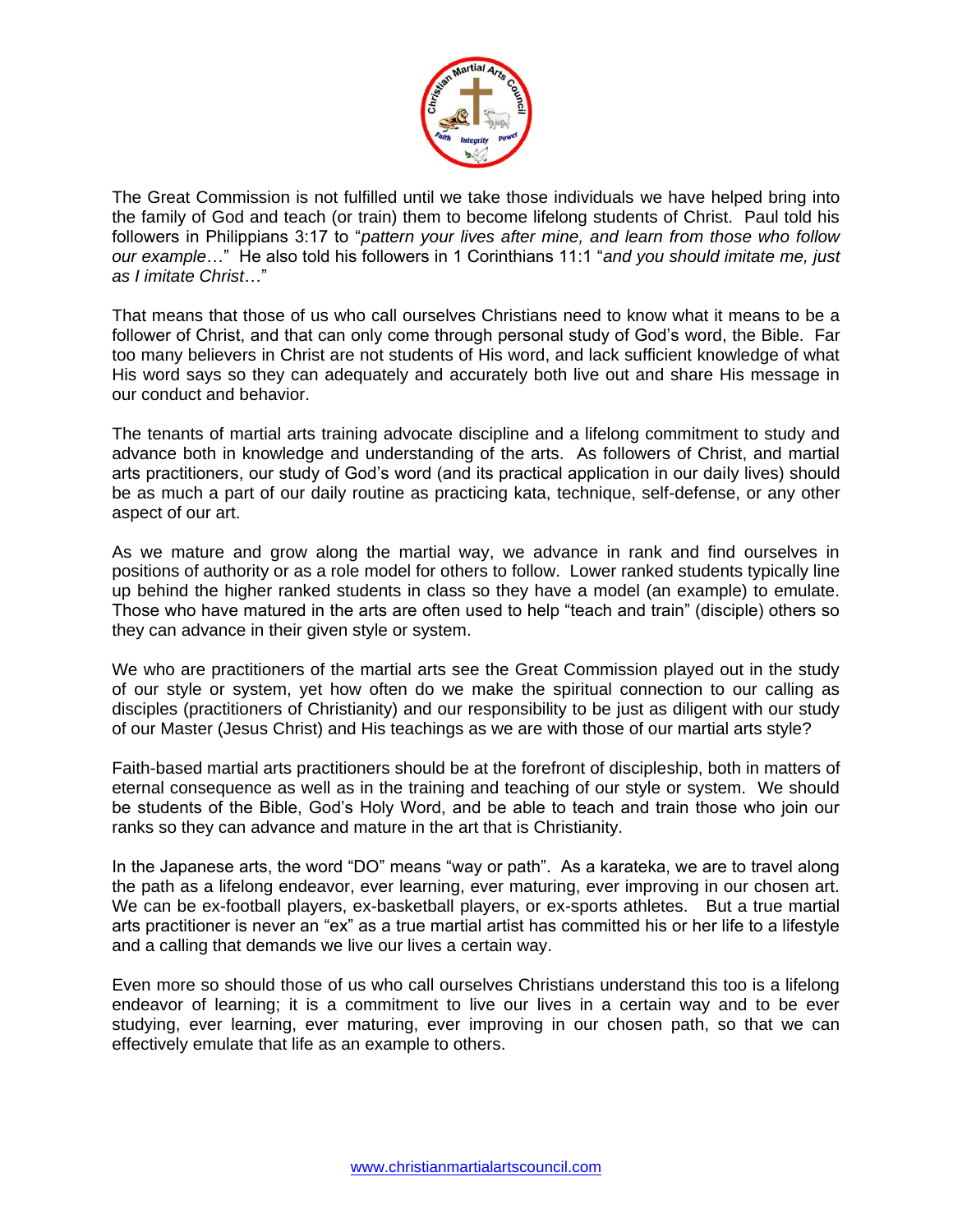The Great Commission is not fulfilled until we take those individuals we have helped bring into the family of God and teach (or train) them to become lifelong students of Christ. Paul told his followers in Philippians 3:17 to "*pattern your lives after mine, and learn from those who follow our example*…" He also told his followers in 1 Corinthians 11:1 "*and you should imitate me, just as I imitate Christ*…"

That means that those of us who call ourselves Christians need to know what it means to be a follower of Christ, and that can only come through personal study of God's word, the Bible. Far too many believers in Christ are not students of His word, and lack sufficient knowledge of what His word says so they can adequately and accurately both live out and share His message in our conduct and behavior.

The tenants of martial arts training advocate discipline and a lifelong commitment to study and advance both in knowledge and understanding of the arts. As followers of Christ, and martial arts practitioners, our study of God's word (and its practical application in our daily lives) should be as much a part of our daily routine as practicing kata, technique, self-defense, or any other aspect of our art.

As we mature and grow along the martial way, we advance in rank and find ourselves in positions of authority or as a role model for others to follow. Lower ranked students typically line up behind the higher ranked students in class so they have a model (an example) to emulate. Those who have matured in the arts are often used to help "teach and train" (disciple) others so they can advance in their given style or system.

We who are practitioners of the martial arts see the Great Commission played out in the study of our style or system, yet how often do we make the spiritual connection to our calling as disciples (practitioners of Christianity) and our responsibility to be just as diligent with our study of our Master (Jesus Christ) and His teachings as we are with those of our martial arts style?

Faith-based martial arts practitioners should be at the forefront of discipleship, both in matters of eternal consequence as well as in the training and teaching of our style or system. We should be students of the Bible, God's Holy Word, and be able to teach and train those who join our ranks so they can advance and mature in the art that is Christianity.

In the Japanese arts, the word "DO" means "way or path". As a karateka, we are to travel along the path as a lifelong endeavor, ever learning, ever maturing, ever improving in our chosen art. We can be ex-football players, ex-basketball players, or ex-sports athletes. But a true martial arts practitioner is never an "ex" as a true martial artist has committed his or her life to a lifestyle and a calling that demands we live our lives a certain way.

Even more so should those of us who call ourselves Christians understand this too is a lifelong endeavor of learning; it is a commitment to live our lives in a certain way and to be ever studying, ever learning, ever maturing, ever improving in our chosen path, so that we can effectively emulate that life as an example to others.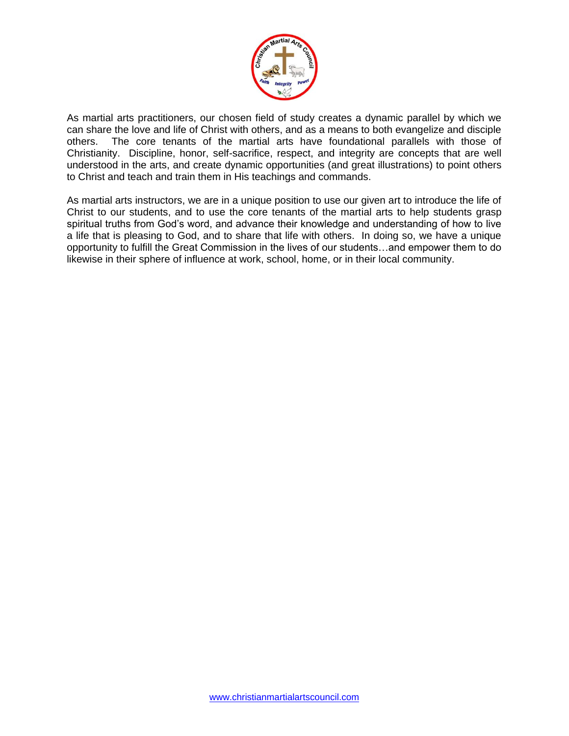As martial arts practitioners, our chosen field of study creates a dynamic parallel by which we can share the love and life of Christ with others, and as a means to both evangelize and disciple others. The core tenants of the martial arts have foundational parallels with those of Christianity. Discipline, honor, self-sacrifice, respect, and integrity are concepts that are well understood in the arts, and create dynamic opportunities (and great illustrations) to point others to Christ and teach and train them in His teachings and commands.

As martial arts instructors, we are in a unique position to use our given art to introduce the life of Christ to our students, and to use the core tenants of the martial arts to help students grasp spiritual truths from God's word, and advance their knowledge and understanding of how to live a life that is pleasing to God, and to share that life with others. In doing so, we have a unique opportunity to fulfill the Great Commission in the lives of our students…and empower them to do likewise in their sphere of influence at work, school, home, or in their local community.

www.christianmartialartscouncil.com